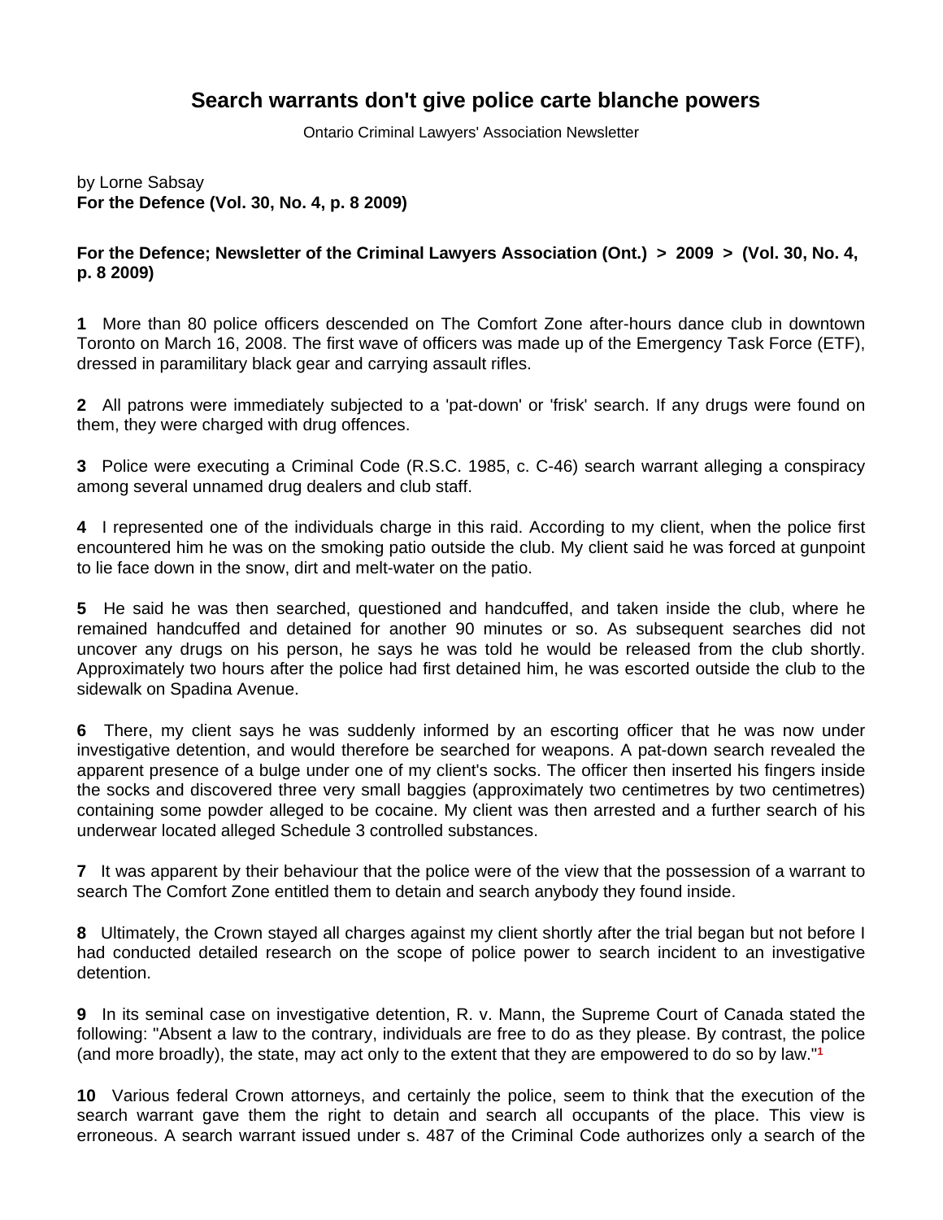# Search warrants don't give police carte blanche powers

Ontario Criminal Lawyers' Association Newsletter

by Lorne Sabsay
**For the Defence (Vol. 30, No. 4, p. 8 2009)**

**For the Defence; Newsletter of the Criminal Lawyers Association (Ont.) > 2009 > (Vol. 30, No. 4, p. 8 2009)**

**1** More than 80 police officers descended on The Comfort Zone after-hours dance club in downtown Toronto on March 16, 2008. The first wave of officers was made up of the Emergency Task Force (ETF), dressed in paramilitary black gear and carrying assault rifles.

**2** All patrons were immediately subjected to a 'pat-down' or 'frisk' search. If any drugs were found on them, they were charged with drug offences.

**3** Police were executing a Criminal Code (R.S.C. 1985, c. C-46) search warrant alleging a conspiracy among several unnamed drug dealers and club staff.

**4** I represented one of the individuals charge in this raid. According to my client, when the police first encountered him he was on the smoking patio outside the club. My client said he was forced at gunpoint to lie face down in the snow, dirt and melt-water on the patio.

**5** He said he was then searched, questioned and handcuffed, and taken inside the club, where he remained handcuffed and detained for another 90 minutes or so. As subsequent searches did not uncover any drugs on his person, he says he was told he would be released from the club shortly. Approximately two hours after the police had first detained him, he was escorted outside the club to the sidewalk on Spadina Avenue.

**6** There, my client says he was suddenly informed by an escorting officer that he was now under investigative detention, and would therefore be searched for weapons. A pat-down search revealed the apparent presence of a bulge under one of my client's socks. The officer then inserted his fingers inside the socks and discovered three very small baggies (approximately two centimetres by two centimetres) containing some powder alleged to be cocaine. My client was then arrested and a further search of his underwear located alleged Schedule 3 controlled substances.

**7** It was apparent by their behaviour that the police were of the view that the possession of a warrant to search The Comfort Zone entitled them to detain and search anybody they found inside.

**8** Ultimately, the Crown stayed all charges against my client shortly after the trial began but not before I had conducted detailed research on the scope of police power to search incident to an investigative detention.

**9** In its seminal case on investigative detention, R. v. Mann, the Supreme Court of Canada stated the following: "Absent a law to the contrary, individuals are free to do as they please. By contrast, the police (and more broadly), the state, may act only to the extent that they are empowered to do so by law."[1]

**10** Various federal Crown attorneys, and certainly the police, seem to think that the execution of the search warrant gave them the right to detain and search all occupants of the place. This view is erroneous. A search warrant issued under s. 487 of the Criminal Code authorizes only a search of the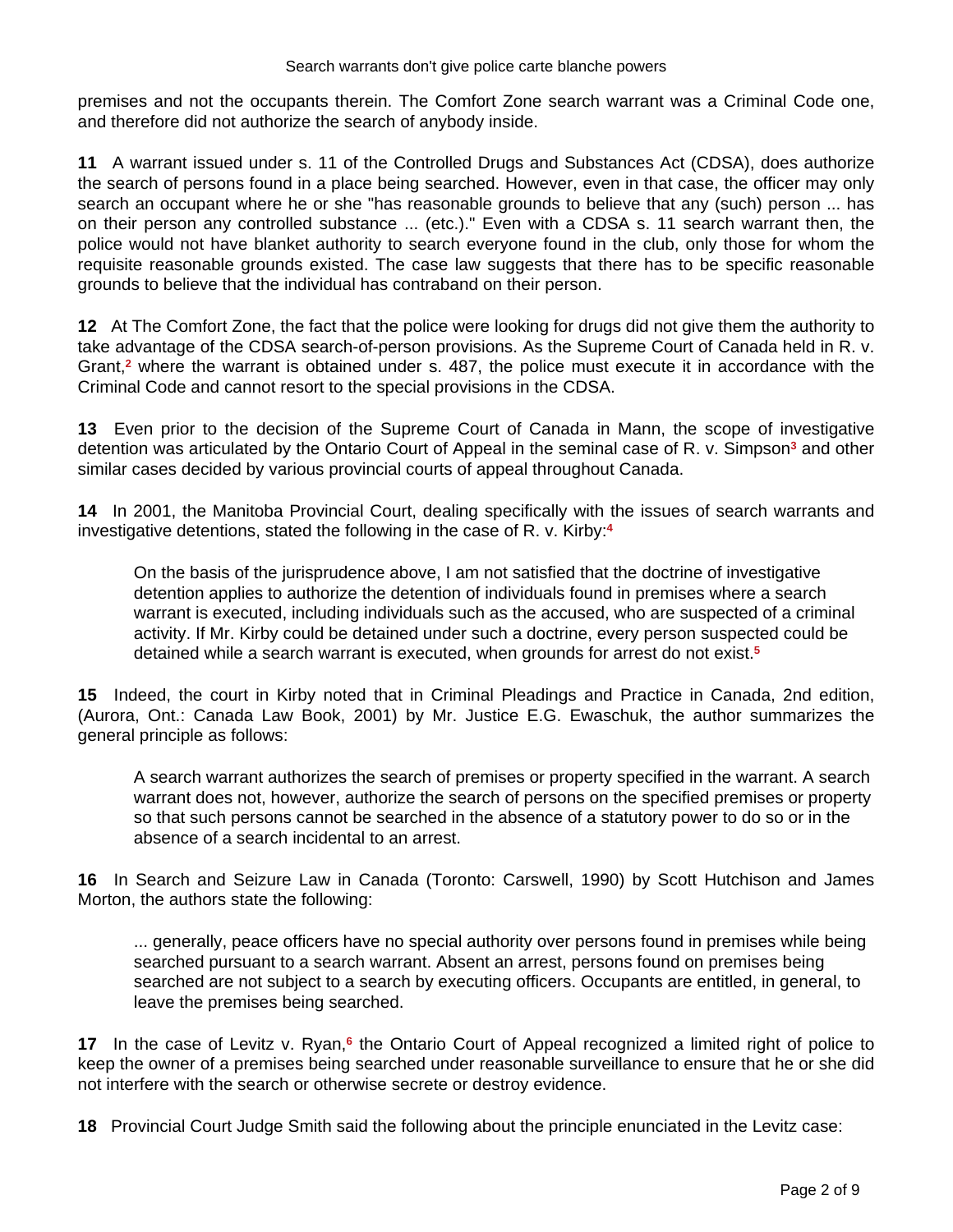premises and not the occupants therein. The Comfort Zone search warrant was a Criminal Code one, and therefore did not authorize the search of anybody inside.

**11** A warrant issued under s. 11 of the Controlled Drugs and Substances Act (CDSA), does authorize the search of persons found in a place being searched. However, even in that case, the officer may only search an occupant where he or she "has reasonable grounds to believe that any (such) person ... has on their person any controlled substance ... (etc.)." Even with a CDSA s. 11 search warrant then, the police would not have blanket authority to search everyone found in the club, only those for whom the requisite reasonable grounds existed. The case law suggests that there has to be specific reasonable grounds to believe that the individual has contraband on their person.

**12** At The Comfort Zone, the fact that the police were looking for drugs did not give them the authority to take advantage of the CDSA search-of-person provisions. As the Supreme Court of Canada held in R. v. Grant,[2] where the warrant is obtained under s. 487, the police must execute it in accordance with the Criminal Code and cannot resort to the special provisions in the CDSA.

**13** Even prior to the decision of the Supreme Court of Canada in Mann, the scope of investigative detention was articulated by the Ontario Court of Appeal in the seminal case of R. v. Simpson[3] and other similar cases decided by various provincial courts of appeal throughout Canada.

**14** In 2001, the Manitoba Provincial Court, dealing specifically with the issues of search warrants and investigative detentions, stated the following in the case of R. v. Kirby:[4]

> On the basis of the jurisprudence above, I am not satisfied that the doctrine of investigative detention applies to authorize the detention of individuals found in premises where a search warrant is executed, including individuals such as the accused, who are suspected of a criminal activity. If Mr. Kirby could be detained under such a doctrine, every person suspected could be detained while a search warrant is executed, when grounds for arrest do not exist.[5]

**15** Indeed, the court in Kirby noted that in Criminal Pleadings and Practice in Canada, 2nd edition, (Aurora, Ont.: Canada Law Book, 2001) by Mr. Justice E.G. Ewaschuk, the author summarizes the general principle as follows:

> A search warrant authorizes the search of premises or property specified in the warrant. A search warrant does not, however, authorize the search of persons on the specified premises or property so that such persons cannot be searched in the absence of a statutory power to do so or in the absence of a search incidental to an arrest.

**16** In Search and Seizure Law in Canada (Toronto: Carswell, 1990) by Scott Hutchison and James Morton, the authors state the following:

> ... generally, peace officers have no special authority over persons found in premises while being searched pursuant to a search warrant. Absent an arrest, persons found on premises being searched are not subject to a search by executing officers. Occupants are entitled, in general, to leave the premises being searched.

**17** In the case of Levitz v. Ryan,[6] the Ontario Court of Appeal recognized a limited right of police to keep the owner of a premises being searched under reasonable surveillance to ensure that he or she did not interfere with the search or otherwise secrete or destroy evidence.

**18** Provincial Court Judge Smith said the following about the principle enunciated in the Levitz case: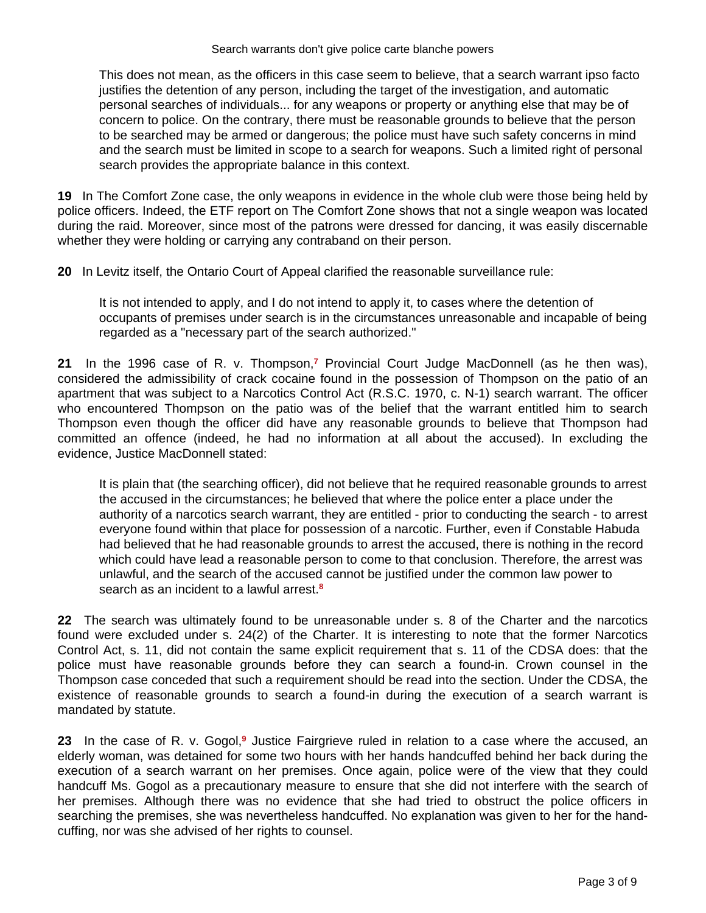> This does not mean, as the officers in this case seem to believe, that a search warrant ipso facto justifies the detention of any person, including the target of the investigation, and automatic personal searches of individuals... for any weapons or property or anything else that may be of concern to police. On the contrary, there must be reasonable grounds to believe that the person to be searched may be armed or dangerous; the police must have such safety concerns in mind and the search must be limited in scope to a search for weapons. Such a limited right of personal search provides the appropriate balance in this context.

**19** In The Comfort Zone case, the only weapons in evidence in the whole club were those being held by police officers. Indeed, the ETF report on The Comfort Zone shows that not a single weapon was located during the raid. Moreover, since most of the patrons were dressed for dancing, it was easily discernable whether they were holding or carrying any contraband on their person.

**20** In Levitz itself, the Ontario Court of Appeal clarified the reasonable surveillance rule:

> It is not intended to apply, and I do not intend to apply it, to cases where the detention of occupants of premises under search is in the circumstances unreasonable and incapable of being regarded as a "necessary part of the search authorized."

**21** In the 1996 case of R. v. Thompson,[7] Provincial Court Judge MacDonnell (as he then was), considered the admissibility of crack cocaine found in the possession of Thompson on the patio of an apartment that was subject to a Narcotics Control Act (R.S.C. 1970, c. N-1) search warrant. The officer who encountered Thompson on the patio was of the belief that the warrant entitled him to search Thompson even though the officer did have any reasonable grounds to believe that Thompson had committed an offence (indeed, he had no information at all about the accused). In excluding the evidence, Justice MacDonnell stated:

> It is plain that (the searching officer), did not believe that he required reasonable grounds to arrest the accused in the circumstances; he believed that where the police enter a place under the authority of a narcotics search warrant, they are entitled - prior to conducting the search - to arrest everyone found within that place for possession of a narcotic. Further, even if Constable Habuda had believed that he had reasonable grounds to arrest the accused, there is nothing in the record which could have lead a reasonable person to come to that conclusion. Therefore, the arrest was unlawful, and the search of the accused cannot be justified under the common law power to search as an incident to a lawful arrest.[8]

**22** The search was ultimately found to be unreasonable under s. 8 of the Charter and the narcotics found were excluded under s. 24(2) of the Charter. It is interesting to note that the former Narcotics Control Act, s. 11, did not contain the same explicit requirement that s. 11 of the CDSA does: that the police must have reasonable grounds before they can search a found-in. Crown counsel in the Thompson case conceded that such a requirement should be read into the section. Under the CDSA, the existence of reasonable grounds to search a found-in during the execution of a search warrant is mandated by statute.

**23** In the case of R. v. Gogol,[9] Justice Fairgrieve ruled in relation to a case where the accused, an elderly woman, was detained for some two hours with her hands handcuffed behind her back during the execution of a search warrant on her premises. Once again, police were of the view that they could handcuff Ms. Gogol as a precautionary measure to ensure that she did not interfere with the search of her premises. Although there was no evidence that she had tried to obstruct the police officers in searching the premises, she was nevertheless handcuffed. No explanation was given to her for the hand-cuffing, nor was she advised of her rights to counsel.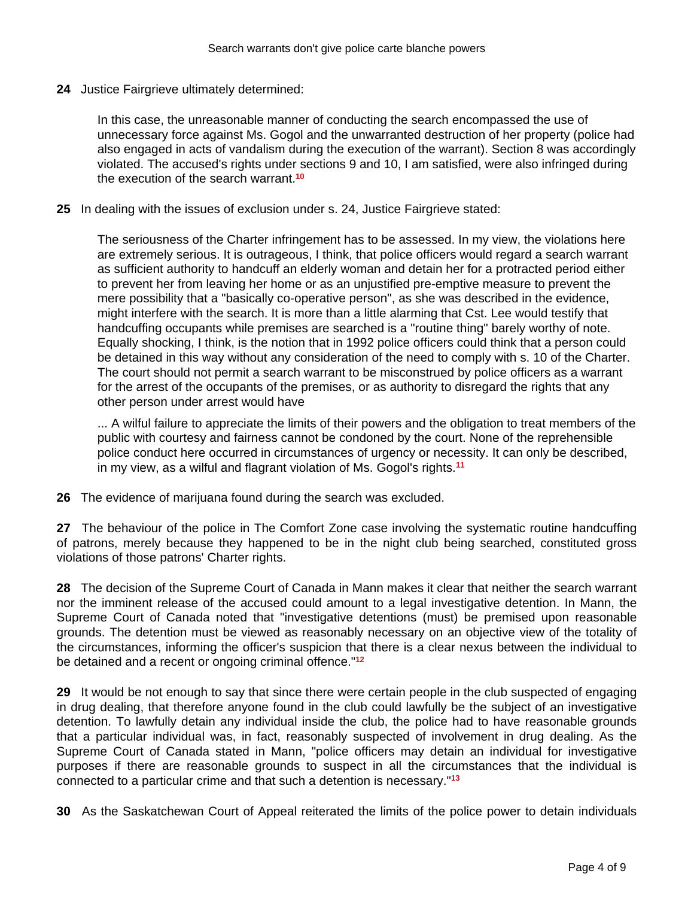**24** Justice Fairgrieve ultimately determined:

> In this case, the unreasonable manner of conducting the search encompassed the use of unnecessary force against Ms. Gogol and the unwarranted destruction of her property (police had also engaged in acts of vandalism during the execution of the warrant). Section 8 was accordingly violated. The accused's rights under sections 9 and 10, I am satisfied, were also infringed during the execution of the search warrant.[10]

**25** In dealing with the issues of exclusion under s. 24, Justice Fairgrieve stated:

> The seriousness of the Charter infringement has to be assessed. In my view, the violations here are extremely serious. It is outrageous, I think, that police officers would regard a search warrant as sufficient authority to handcuff an elderly woman and detain her for a protracted period either to prevent her from leaving her home or as an unjustified pre-emptive measure to prevent the mere possibility that a "basically co-operative person", as she was described in the evidence, might interfere with the search. It is more than a little alarming that Cst. Lee would testify that handcuffing occupants while premises are searched is a "routine thing" barely worthy of note. Equally shocking, I think, is the notion that in 1992 police officers could think that a person could be detained in this way without any consideration of the need to comply with s. 10 of the Charter. The court should not permit a search warrant to be misconstrued by police officers as a warrant for the arrest of the occupants of the premises, or as authority to disregard the rights that any other person under arrest would have
>
> ... A wilful failure to appreciate the limits of their powers and the obligation to treat members of the public with courtesy and fairness cannot be condoned by the court. None of the reprehensible police conduct here occurred in circumstances of urgency or necessity. It can only be described, in my view, as a wilful and flagrant violation of Ms. Gogol's rights.[11]

**26** The evidence of marijuana found during the search was excluded.

**27** The behaviour of the police in The Comfort Zone case involving the systematic routine handcuffing of patrons, merely because they happened to be in the night club being searched, constituted gross violations of those patrons' Charter rights.

**28** The decision of the Supreme Court of Canada in Mann makes it clear that neither the search warrant nor the imminent release of the accused could amount to a legal investigative detention. In Mann, the Supreme Court of Canada noted that "investigative detentions (must) be premised upon reasonable grounds. The detention must be viewed as reasonably necessary on an objective view of the totality of the circumstances, informing the officer's suspicion that there is a clear nexus between the individual to be detained and a recent or ongoing criminal offence."[12]

**29** It would be not enough to say that since there were certain people in the club suspected of engaging in drug dealing, that therefore anyone found in the club could lawfully be the subject of an investigative detention. To lawfully detain any individual inside the club, the police had to have reasonable grounds that a particular individual was, in fact, reasonably suspected of involvement in drug dealing. As the Supreme Court of Canada stated in Mann, "police officers may detain an individual for investigative purposes if there are reasonable grounds to suspect in all the circumstances that the individual is connected to a particular crime and that such a detention is necessary."[13]

**30** As the Saskatchewan Court of Appeal reiterated the limits of the police power to detain individuals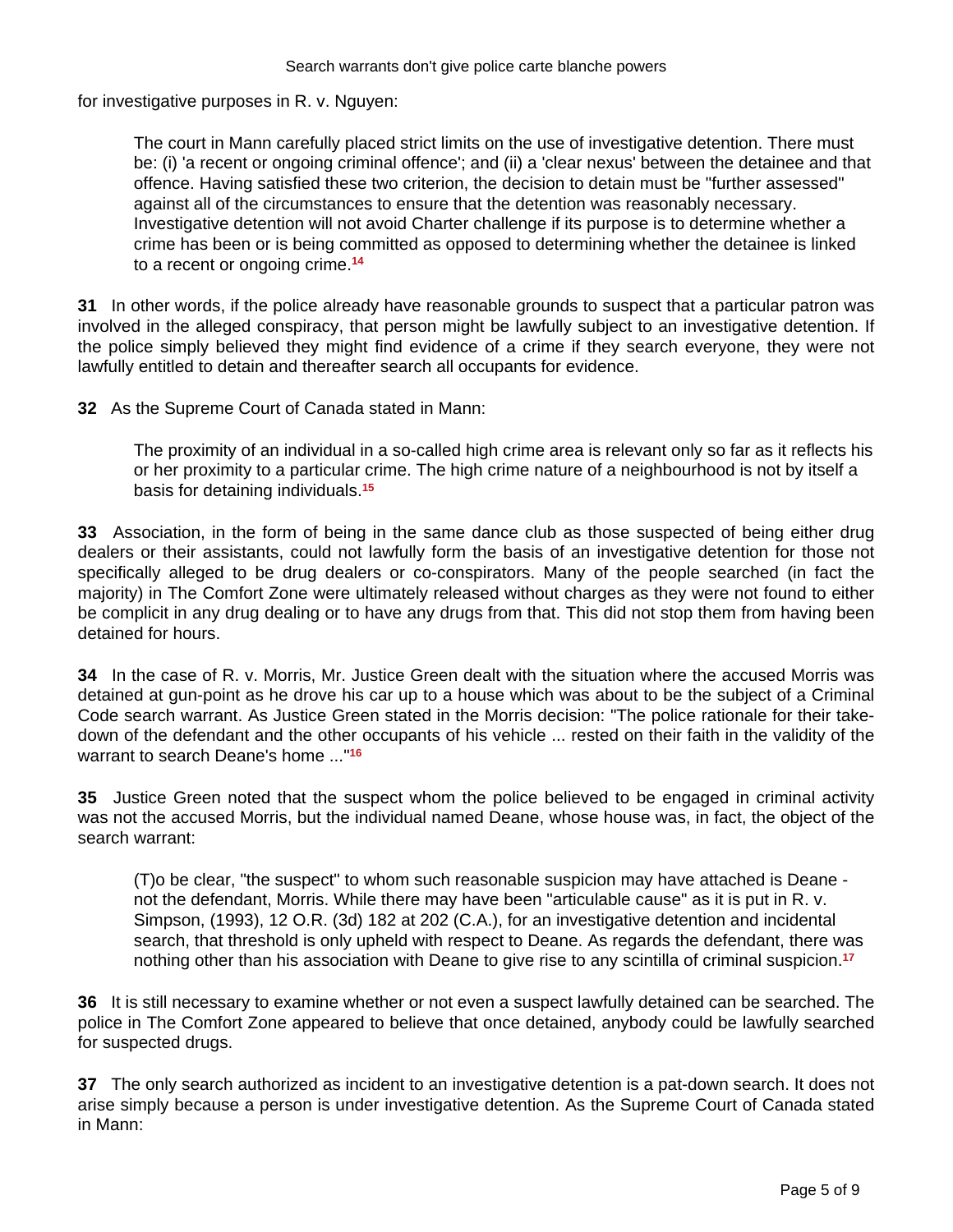for investigative purposes in R. v. Nguyen:

> The court in Mann carefully placed strict limits on the use of investigative detention. There must be: (i) 'a recent or ongoing criminal offence'; and (ii) a 'clear nexus' between the detainee and that offence. Having satisfied these two criterion, the decision to detain must be "further assessed" against all of the circumstances to ensure that the detention was reasonably necessary. Investigative detention will not avoid Charter challenge if its purpose is to determine whether a crime has been or is being committed as opposed to determining whether the detainee is linked to a recent or ongoing crime.[14]

**31** In other words, if the police already have reasonable grounds to suspect that a particular patron was involved in the alleged conspiracy, that person might be lawfully subject to an investigative detention. If the police simply believed they might find evidence of a crime if they search everyone, they were not lawfully entitled to detain and thereafter search all occupants for evidence.

**32** As the Supreme Court of Canada stated in Mann:

> The proximity of an individual in a so-called high crime area is relevant only so far as it reflects his or her proximity to a particular crime. The high crime nature of a neighbourhood is not by itself a basis for detaining individuals.[15]

**33** Association, in the form of being in the same dance club as those suspected of being either drug dealers or their assistants, could not lawfully form the basis of an investigative detention for those not specifically alleged to be drug dealers or co-conspirators. Many of the people searched (in fact the majority) in The Comfort Zone were ultimately released without charges as they were not found to either be complicit in any drug dealing or to have any drugs from that. This did not stop them from having been detained for hours.

**34** In the case of R. v. Morris, Mr. Justice Green dealt with the situation where the accused Morris was detained at gun-point as he drove his car up to a house which was about to be the subject of a Criminal Code search warrant. As Justice Green stated in the Morris decision: "The police rationale for their take-down of the defendant and the other occupants of his vehicle ... rested on their faith in the validity of the warrant to search Deane's home ..."[16]

**35** Justice Green noted that the suspect whom the police believed to be engaged in criminal activity was not the accused Morris, but the individual named Deane, whose house was, in fact, the object of the search warrant:

> (T)o be clear, "the suspect" to whom such reasonable suspicion may have attached is Deane - not the defendant, Morris. While there may have been "articulable cause" as it is put in R. v. Simpson, (1993), 12 O.R. (3d) 182 at 202 (C.A.), for an investigative detention and incidental search, that threshold is only upheld with respect to Deane. As regards the defendant, there was nothing other than his association with Deane to give rise to any scintilla of criminal suspicion.[17]

**36** It is still necessary to examine whether or not even a suspect lawfully detained can be searched. The police in The Comfort Zone appeared to believe that once detained, anybody could be lawfully searched for suspected drugs.

**37** The only search authorized as incident to an investigative detention is a pat-down search. It does not arise simply because a person is under investigative detention. As the Supreme Court of Canada stated in Mann: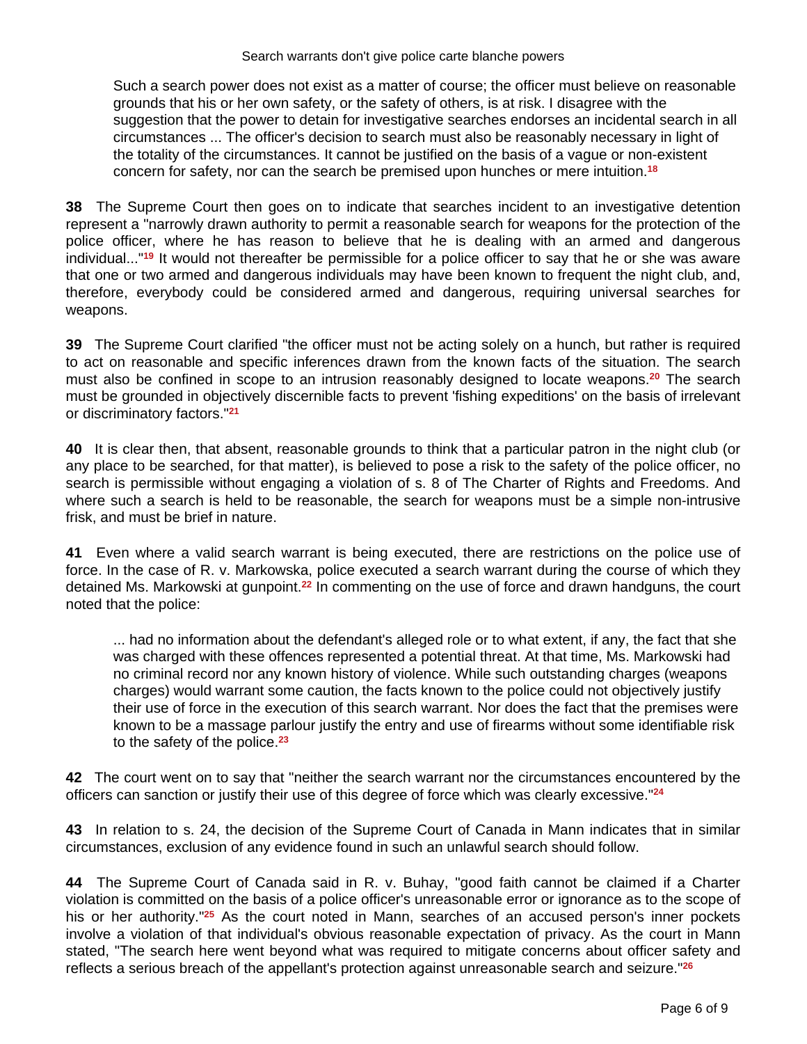> Such a search power does not exist as a matter of course; the officer must believe on reasonable grounds that his or her own safety, or the safety of others, is at risk. I disagree with the suggestion that the power to detain for investigative searches endorses an incidental search in all circumstances ... The officer's decision to search must also be reasonably necessary in light of the totality of the circumstances. It cannot be justified on the basis of a vague or non-existent concern for safety, nor can the search be premised upon hunches or mere intuition.[18]

**38** The Supreme Court then goes on to indicate that searches incident to an investigative detention represent a "narrowly drawn authority to permit a reasonable search for weapons for the protection of the police officer, where he has reason to believe that he is dealing with an armed and dangerous individual..."[19] It would not thereafter be permissible for a police officer to say that he or she was aware that one or two armed and dangerous individuals may have been known to frequent the night club, and, therefore, everybody could be considered armed and dangerous, requiring universal searches for weapons.

**39** The Supreme Court clarified "the officer must not be acting solely on a hunch, but rather is required to act on reasonable and specific inferences drawn from the known facts of the situation. The search must also be confined in scope to an intrusion reasonably designed to locate weapons.[20] The search must be grounded in objectively discernible facts to prevent 'fishing expeditions' on the basis of irrelevant or discriminatory factors."[21]

**40** It is clear then, that absent, reasonable grounds to think that a particular patron in the night club (or any place to be searched, for that matter), is believed to pose a risk to the safety of the police officer, no search is permissible without engaging a violation of s. 8 of The Charter of Rights and Freedoms. And where such a search is held to be reasonable, the search for weapons must be a simple non-intrusive frisk, and must be brief in nature.

**41** Even where a valid search warrant is being executed, there are restrictions on the police use of force. In the case of R. v. Markowska, police executed a search warrant during the course of which they detained Ms. Markowski at gunpoint.[22] In commenting on the use of force and drawn handguns, the court noted that the police:

> ... had no information about the defendant's alleged role or to what extent, if any, the fact that she was charged with these offences represented a potential threat. At that time, Ms. Markowski had no criminal record nor any known history of violence. While such outstanding charges (weapons charges) would warrant some caution, the facts known to the police could not objectively justify their use of force in the execution of this search warrant. Nor does the fact that the premises were known to be a massage parlour justify the entry and use of firearms without some identifiable risk to the safety of the police.[23]

**42** The court went on to say that "neither the search warrant nor the circumstances encountered by the officers can sanction or justify their use of this degree of force which was clearly excessive."[24]

**43** In relation to s. 24, the decision of the Supreme Court of Canada in Mann indicates that in similar circumstances, exclusion of any evidence found in such an unlawful search should follow.

**44** The Supreme Court of Canada said in R. v. Buhay, "good faith cannot be claimed if a Charter violation is committed on the basis of a police officer's unreasonable error or ignorance as to the scope of his or her authority."[25] As the court noted in Mann, searches of an accused person's inner pockets involve a violation of that individual's obvious reasonable expectation of privacy. As the court in Mann stated, "The search here went beyond what was required to mitigate concerns about officer safety and reflects a serious breach of the appellant's protection against unreasonable search and seizure."[26]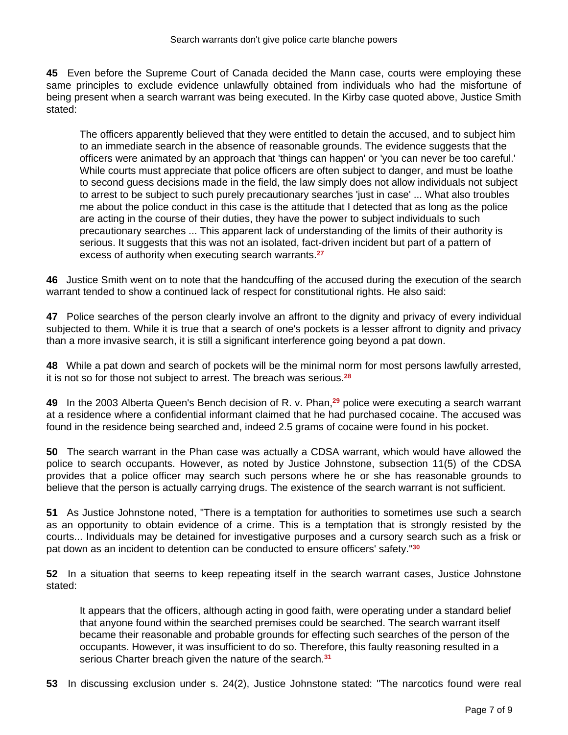**45** Even before the Supreme Court of Canada decided the Mann case, courts were employing these same principles to exclude evidence unlawfully obtained from individuals who had the misfortune of being present when a search warrant was being executed. In the Kirby case quoted above, Justice Smith stated:

> The officers apparently believed that they were entitled to detain the accused, and to subject him to an immediate search in the absence of reasonable grounds. The evidence suggests that the officers were animated by an approach that 'things can happen' or 'you can never be too careful.' While courts must appreciate that police officers are often subject to danger, and must be loathe to second guess decisions made in the field, the law simply does not allow individuals not subject to arrest to be subject to such purely precautionary searches 'just in case' ... What also troubles me about the police conduct in this case is the attitude that I detected that as long as the police are acting in the course of their duties, they have the power to subject individuals to such precautionary searches ... This apparent lack of understanding of the limits of their authority is serious. It suggests that this was not an isolated, fact-driven incident but part of a pattern of excess of authority when executing search warrants.[27]

**46** Justice Smith went on to note that the handcuffing of the accused during the execution of the search warrant tended to show a continued lack of respect for constitutional rights. He also said:

**47** Police searches of the person clearly involve an affront to the dignity and privacy of every individual subjected to them. While it is true that a search of one's pockets is a lesser affront to dignity and privacy than a more invasive search, it is still a significant interference going beyond a pat down.

**48** While a pat down and search of pockets will be the minimal norm for most persons lawfully arrested, it is not so for those not subject to arrest. The breach was serious.[28]

**49** In the 2003 Alberta Queen's Bench decision of R. v. Phan,[29] police were executing a search warrant at a residence where a confidential informant claimed that he had purchased cocaine. The accused was found in the residence being searched and, indeed 2.5 grams of cocaine were found in his pocket.

**50** The search warrant in the Phan case was actually a CDSA warrant, which would have allowed the police to search occupants. However, as noted by Justice Johnstone, subsection 11(5) of the CDSA provides that a police officer may search such persons where he or she has reasonable grounds to believe that the person is actually carrying drugs. The existence of the search warrant is not sufficient.

**51** As Justice Johnstone noted, "There is a temptation for authorities to sometimes use such a search as an opportunity to obtain evidence of a crime. This is a temptation that is strongly resisted by the courts... Individuals may be detained for investigative purposes and a cursory search such as a frisk or pat down as an incident to detention can be conducted to ensure officers' safety."[30]

**52** In a situation that seems to keep repeating itself in the search warrant cases, Justice Johnstone stated:

> It appears that the officers, although acting in good faith, were operating under a standard belief that anyone found within the searched premises could be searched. The search warrant itself became their reasonable and probable grounds for effecting such searches of the person of the occupants. However, it was insufficient to do so. Therefore, this faulty reasoning resulted in a serious Charter breach given the nature of the search.[31]

**53** In discussing exclusion under s. 24(2), Justice Johnstone stated: "The narcotics found were real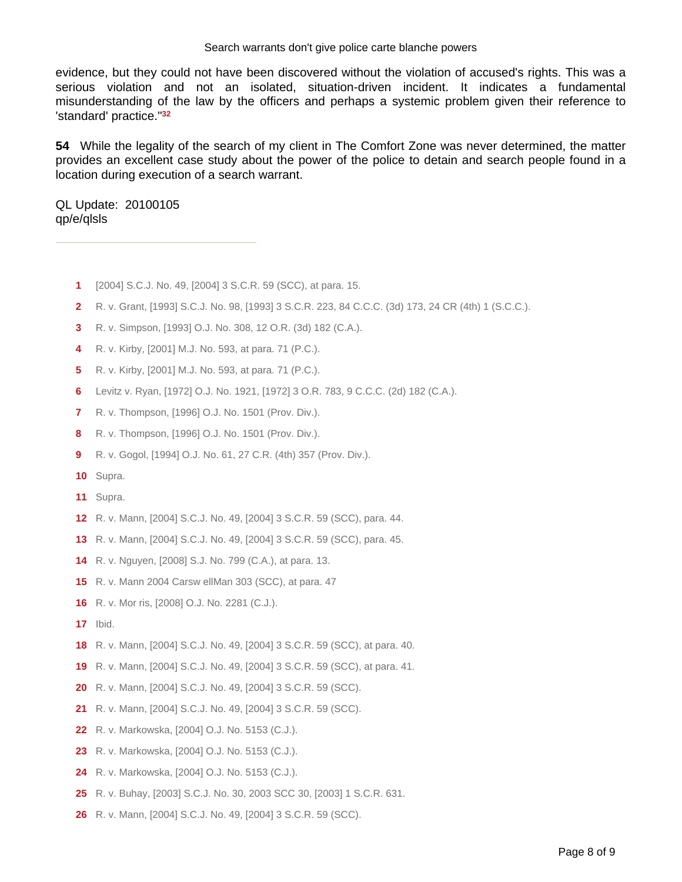evidence, but they could not have been discovered without the violation of accused's rights. This was a serious violation and not an isolated, situation-driven incident. It indicates a fundamental misunderstanding of the law by the officers and perhaps a systemic problem given their reference to 'standard' practice."[32]

**54** While the legality of the search of my client in The Comfort Zone was never determined, the matter provides an excellent case study about the power of the police to detain and search people found in a location during execution of a search warrant.

QL Update: 20100105
qp/e/qlsls

---

1 [2004] S.C.J. No. 49, [2004] 3 S.C.R. 59 (SCC), at para. 15.

2 R. v. Grant, [1993] S.C.J. No. 98, [1993] 3 S.C.R. 223, 84 C.C.C. (3d) 173, 24 CR (4th) 1 (S.C.C.).

3 R. v. Simpson, [1993] O.J. No. 308, 12 O.R. (3d) 182 (C.A.).

4 R. v. Kirby, [2001] M.J. No. 593, at para. 71 (P.C.).

5 R. v. Kirby, [2001] M.J. No. 593, at para. 71 (P.C.).

6 Levitz v. Ryan, [1972] O.J. No. 1921, [1972] 3 O.R. 783, 9 C.C.C. (2d) 182 (C.A.).

7 R. v. Thompson, [1996] O.J. No. 1501 (Prov. Div.).

8 R. v. Thompson, [1996] O.J. No. 1501 (Prov. Div.).

9 R. v. Gogol, [1994] O.J. No. 61, 27 C.R. (4th) 357 (Prov. Div.).

10 Supra.

11 Supra.

12 R. v. Mann, [2004] S.C.J. No. 49, [2004] 3 S.C.R. 59 (SCC), para. 44.

13 R. v. Mann, [2004] S.C.J. No. 49, [2004] 3 S.C.R. 59 (SCC), para. 45.

14 R. v. Nguyen, [2008] S.J. No. 799 (C.A.), at para. 13.

15 R. v. Mann 2004 Carsw ellMan 303 (SCC), at para. 47

16 R. v. Mor ris, [2008] O.J. No. 2281 (C.J.).

17 Ibid.

18 R. v. Mann, [2004] S.C.J. No. 49, [2004] 3 S.C.R. 59 (SCC), at para. 40.

19 R. v. Mann, [2004] S.C.J. No. 49, [2004] 3 S.C.R. 59 (SCC), at para. 41.

20 R. v. Mann, [2004] S.C.J. No. 49, [2004] 3 S.C.R. 59 (SCC).

21 R. v. Mann, [2004] S.C.J. No. 49, [2004] 3 S.C.R. 59 (SCC).

22 R. v. Markowska, [2004] O.J. No. 5153 (C.J.).

23 R. v. Markowska, [2004] O.J. No. 5153 (C.J.).

24 R. v. Markowska, [2004] O.J. No. 5153 (C.J.).

25 R. v. Buhay, [2003] S.C.J. No. 30, 2003 SCC 30, [2003] 1 S.C.R. 631.

26 R. v. Mann, [2004] S.C.J. No. 49, [2004] 3 S.C.R. 59 (SCC).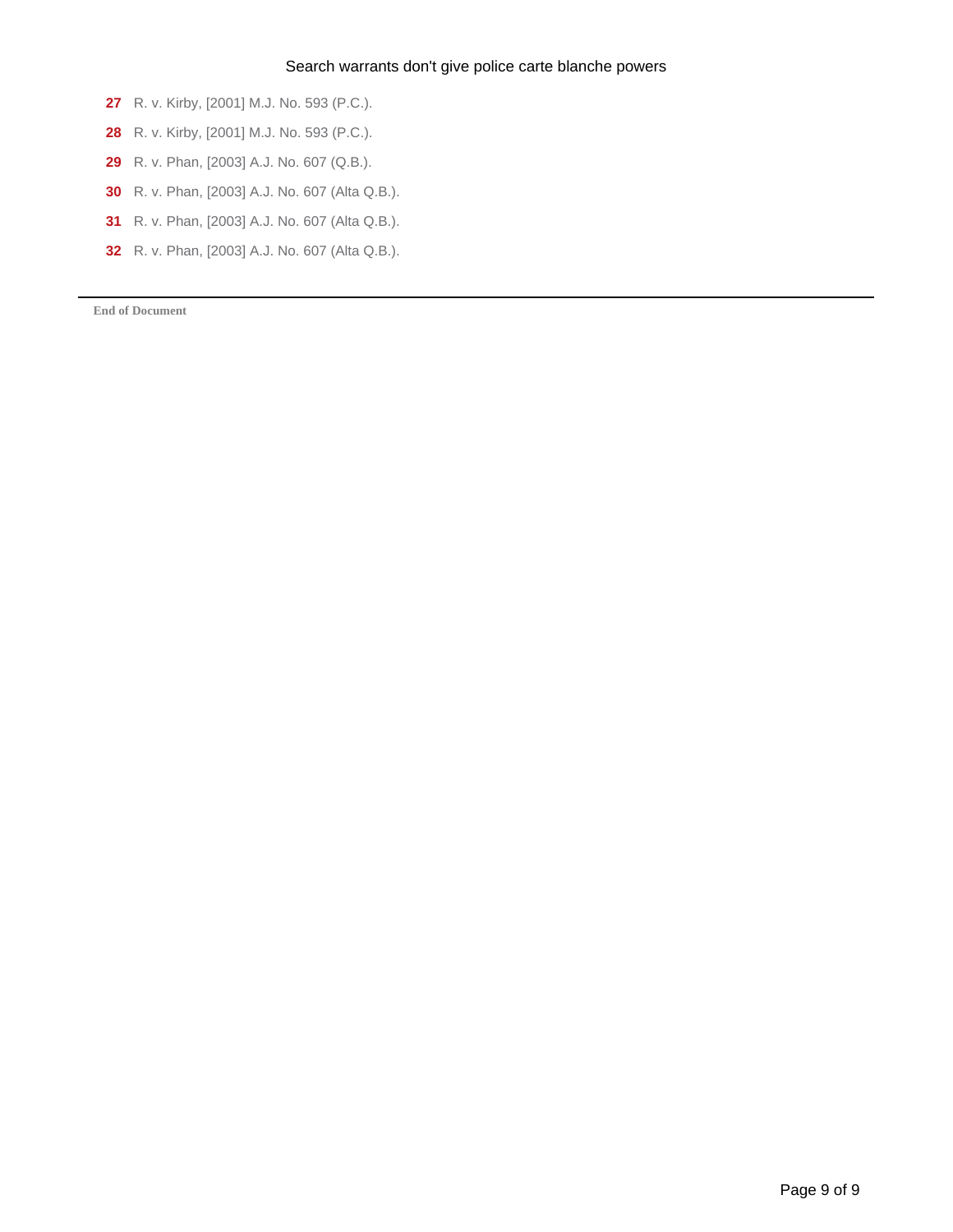27 R. v. Kirby, [2001] M.J. No. 593 (P.C.).

28 R. v. Kirby, [2001] M.J. No. 593 (P.C.).

29 R. v. Phan, [2003] A.J. No. 607 (Q.B.).

30 R. v. Phan, [2003] A.J. No. 607 (Alta Q.B.).

31 R. v. Phan, [2003] A.J. No. 607 (Alta Q.B.).

32 R. v. Phan, [2003] A.J. No. 607 (Alta Q.B.).

---

**End of Document**